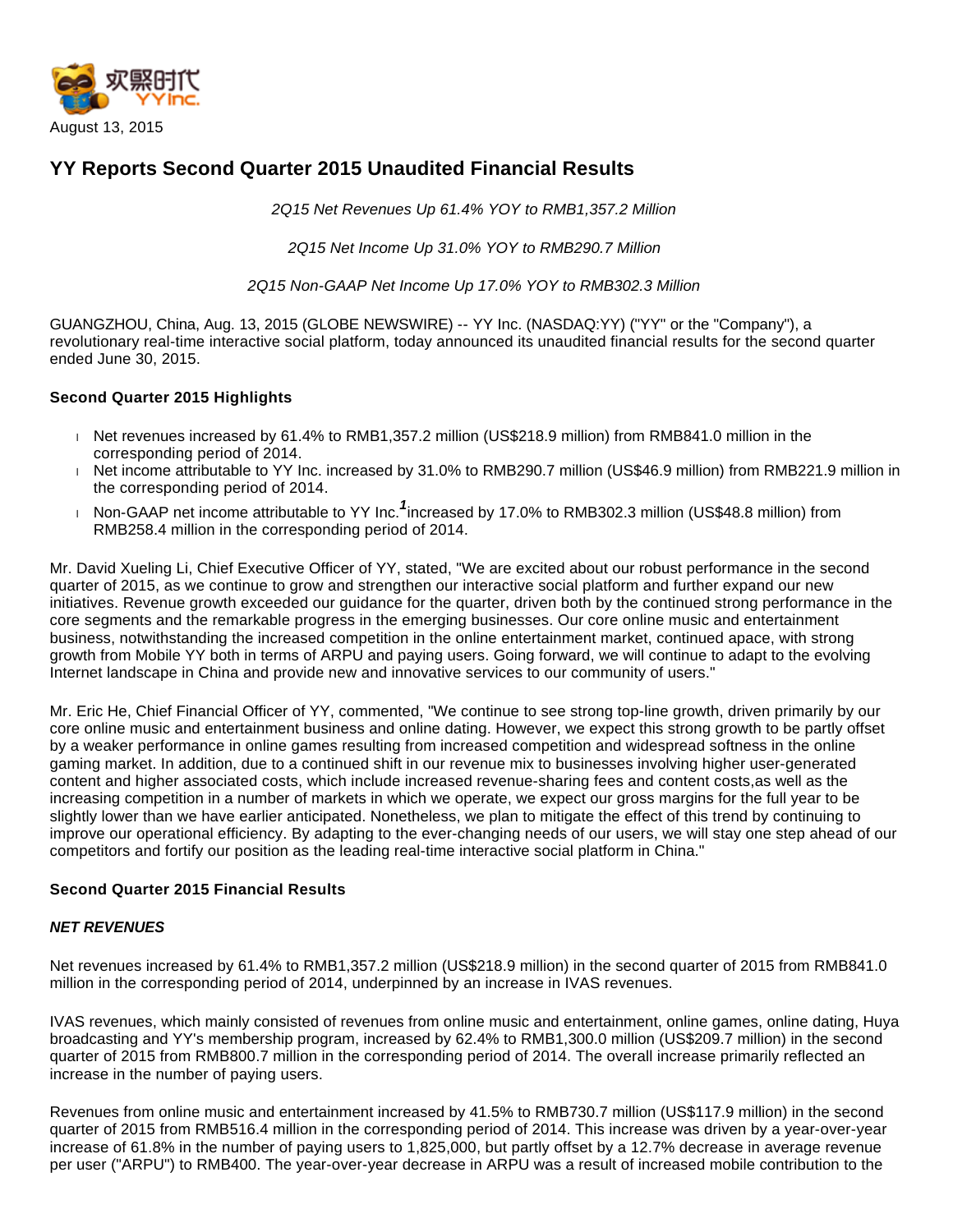August 13, 2015

# YY Reports Second Quarter 2015 Unaudited Financial Results

*2Q15 Net Revenues Up 61.4% YOY to RMB1,357.2 Million*

*2Q15 Net Income Up 31.0% YOY to RMB290.7 Million*

*2Q15 Non-GAAP Net Income Up 17.0% YOY to RMB302.3 Million*

GUANGZHOU, China, Aug. 13, 2015 (GLOBE NEWSWIRE) -- YY Inc. (NASDAQ:YY) ("YY" or the "Company"), a revolutionary real-time interactive social platform, today announced its unaudited financial results for the second quarter ended June 30, 2015.

**Second Quarter 2015 Highlights**

- Net revenues increased by 61.4% to RMB1,357.2 million (US$218.9 million) from RMB841.0 million in the corresponding period of 2014.
- Net income attributable to YY Inc. increased by 31.0% to RMB290.7 million (US$46.9 million) from RMB221.9 million in the corresponding period of 2014.
- Non-GAAP net income attributable to YY Inc.[1] increased by 17.0% to RMB302.3 million (US$48.8 million) from RMB258.4 million in the corresponding period of 2014.

Mr. David Xueling Li, Chief Executive Officer of YY, stated, "We are excited about our robust performance in the second quarter of 2015, as we continue to grow and strengthen our interactive social platform and further expand our new initiatives. Revenue growth exceeded our guidance for the quarter, driven both by the continued strong performance in the core segments and the remarkable progress in the emerging businesses. Our core online music and entertainment business, notwithstanding the increased competition in the online entertainment market, continued apace, with strong growth from Mobile YY both in terms of ARPU and paying users. Going forward, we will continue to adapt to the evolving Internet landscape in China and provide new and innovative services to our community of users."

Mr. Eric He, Chief Financial Officer of YY, commented, "We continue to see strong top-line growth, driven primarily by our core online music and entertainment business and online dating. However, we expect this strong growth to be partly offset by a weaker performance in online games resulting from increased competition and widespread softness in the online gaming market. In addition, due to a continued shift in our revenue mix to businesses involving higher user-generated content and higher associated costs, which include increased revenue-sharing fees and content costs,as well as the increasing competition in a number of markets in which we operate, we expect our gross margins for the full year to be slightly lower than we have earlier anticipated. Nonetheless, we plan to mitigate the effect of this trend by continuing to improve our operational efficiency. By adapting to the ever-changing needs of our users, we will stay one step ahead of our competitors and fortify our position as the leading real-time interactive social platform in China."

**Second Quarter 2015 Financial Results**

***NET REVENUES***

Net revenues increased by 61.4% to RMB1,357.2 million (US$218.9 million) in the second quarter of 2015 from RMB841.0 million in the corresponding period of 2014, underpinned by an increase in IVAS revenues.

IVAS revenues, which mainly consisted of revenues from online music and entertainment, online games, online dating, Huya broadcasting and YY's membership program, increased by 62.4% to RMB1,300.0 million (US$209.7 million) in the second quarter of 2015 from RMB800.7 million in the corresponding period of 2014. The overall increase primarily reflected an increase in the number of paying users.

Revenues from online music and entertainment increased by 41.5% to RMB730.7 million (US$117.9 million) in the second quarter of 2015 from RMB516.4 million in the corresponding period of 2014. This increase was driven by a year-over-year increase of 61.8% in the number of paying users to 1,825,000, but partly offset by a 12.7% decrease in average revenue per user ("ARPU") to RMB400. The year-over-year decrease in ARPU was a result of increased mobile contribution to the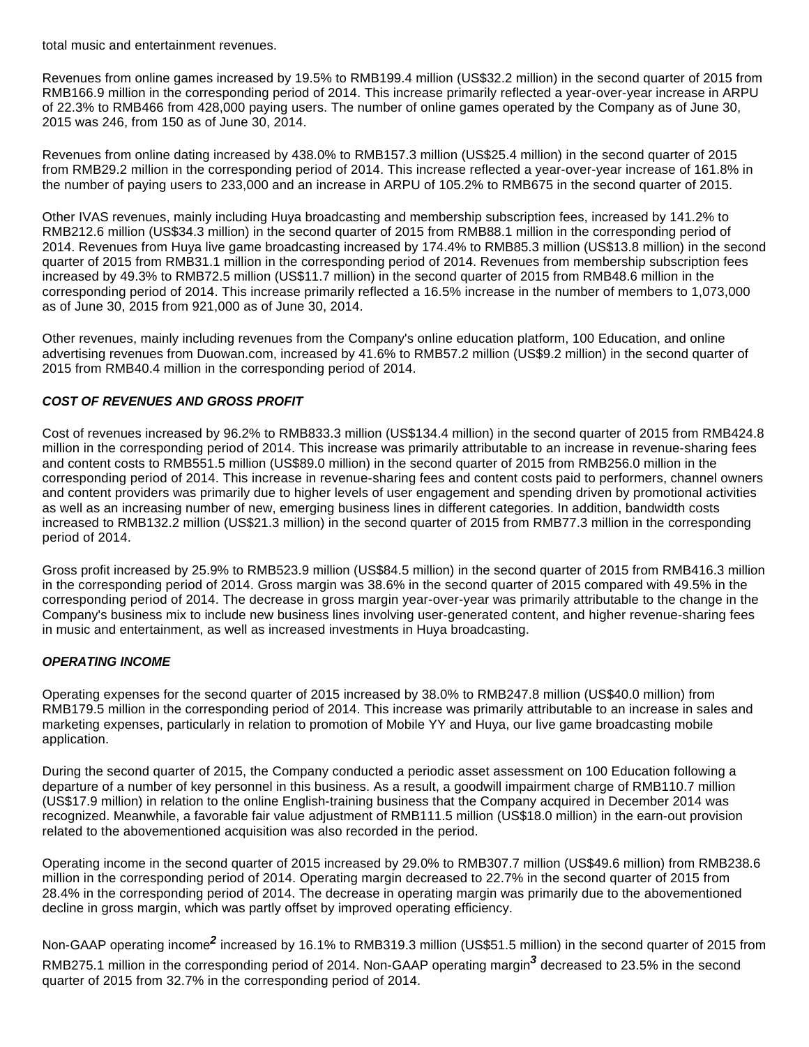total music and entertainment revenues.

Revenues from online games increased by 19.5% to RMB199.4 million (US$32.2 million) in the second quarter of 2015 from RMB166.9 million in the corresponding period of 2014. This increase primarily reflected a year-over-year increase in ARPU of 22.3% to RMB466 from 428,000 paying users. The number of online games operated by the Company as of June 30, 2015 was 246, from 150 as of June 30, 2014.

Revenues from online dating increased by 438.0% to RMB157.3 million (US$25.4 million) in the second quarter of 2015 from RMB29.2 million in the corresponding period of 2014. This increase reflected a year-over-year increase of 161.8% in the number of paying users to 233,000 and an increase in ARPU of 105.2% to RMB675 in the second quarter of 2015.

Other IVAS revenues, mainly including Huya broadcasting and membership subscription fees, increased by 141.2% to RMB212.6 million (US$34.3 million) in the second quarter of 2015 from RMB88.1 million in the corresponding period of 2014. Revenues from Huya live game broadcasting increased by 174.4% to RMB85.3 million (US$13.8 million) in the second quarter of 2015 from RMB31.1 million in the corresponding period of 2014. Revenues from membership subscription fees increased by 49.3% to RMB72.5 million (US$11.7 million) in the second quarter of 2015 from RMB48.6 million in the corresponding period of 2014. This increase primarily reflected a 16.5% increase in the number of members to 1,073,000 as of June 30, 2015 from 921,000 as of June 30, 2014.

Other revenues, mainly including revenues from the Company's online education platform, 100 Education, and online advertising revenues from Duowan.com, increased by 41.6% to RMB57.2 million (US$9.2 million) in the second quarter of 2015 from RMB40.4 million in the corresponding period of 2014.

***COST OF REVENUES AND GROSS PROFIT***

Cost of revenues increased by 96.2% to RMB833.3 million (US$134.4 million) in the second quarter of 2015 from RMB424.8 million in the corresponding period of 2014. This increase was primarily attributable to an increase in revenue-sharing fees and content costs to RMB551.5 million (US$89.0 million) in the second quarter of 2015 from RMB256.0 million in the corresponding period of 2014. This increase in revenue-sharing fees and content costs paid to performers, channel owners and content providers was primarily due to higher levels of user engagement and spending driven by promotional activities as well as an increasing number of new, emerging business lines in different categories. In addition, bandwidth costs increased to RMB132.2 million (US$21.3 million) in the second quarter of 2015 from RMB77.3 million in the corresponding period of 2014.

Gross profit increased by 25.9% to RMB523.9 million (US$84.5 million) in the second quarter of 2015 from RMB416.3 million in the corresponding period of 2014. Gross margin was 38.6% in the second quarter of 2015 compared with 49.5% in the corresponding period of 2014. The decrease in gross margin year-over-year was primarily attributable to the change in the Company's business mix to include new business lines involving user-generated content, and higher revenue-sharing fees in music and entertainment, as well as increased investments in Huya broadcasting.

***OPERATING INCOME***

Operating expenses for the second quarter of 2015 increased by 38.0% to RMB247.8 million (US$40.0 million) from RMB179.5 million in the corresponding period of 2014. This increase was primarily attributable to an increase in sales and marketing expenses, particularly in relation to promotion of Mobile YY and Huya, our live game broadcasting mobile application.

During the second quarter of 2015, the Company conducted a periodic asset assessment on 100 Education following a departure of a number of key personnel in this business. As a result, a goodwill impairment charge of RMB110.7 million (US$17.9 million) in relation to the online English-training business that the Company acquired in December 2014 was recognized. Meanwhile, a favorable fair value adjustment of RMB111.5 million (US$18.0 million) in the earn-out provision related to the abovementioned acquisition was also recorded in the period.

Operating income in the second quarter of 2015 increased by 29.0% to RMB307.7 million (US$49.6 million) from RMB238.6 million in the corresponding period of 2014. Operating margin decreased to 22.7% in the second quarter of 2015 from 28.4% in the corresponding period of 2014. The decrease in operating margin was primarily due to the abovementioned decline in gross margin, which was partly offset by improved operating efficiency.

Non-GAAP operating income[2] increased by 16.1% to RMB319.3 million (US$51.5 million) in the second quarter of 2015 from RMB275.1 million in the corresponding period of 2014. Non-GAAP operating margin[3] decreased to 23.5% in the second quarter of 2015 from 32.7% in the corresponding period of 2014.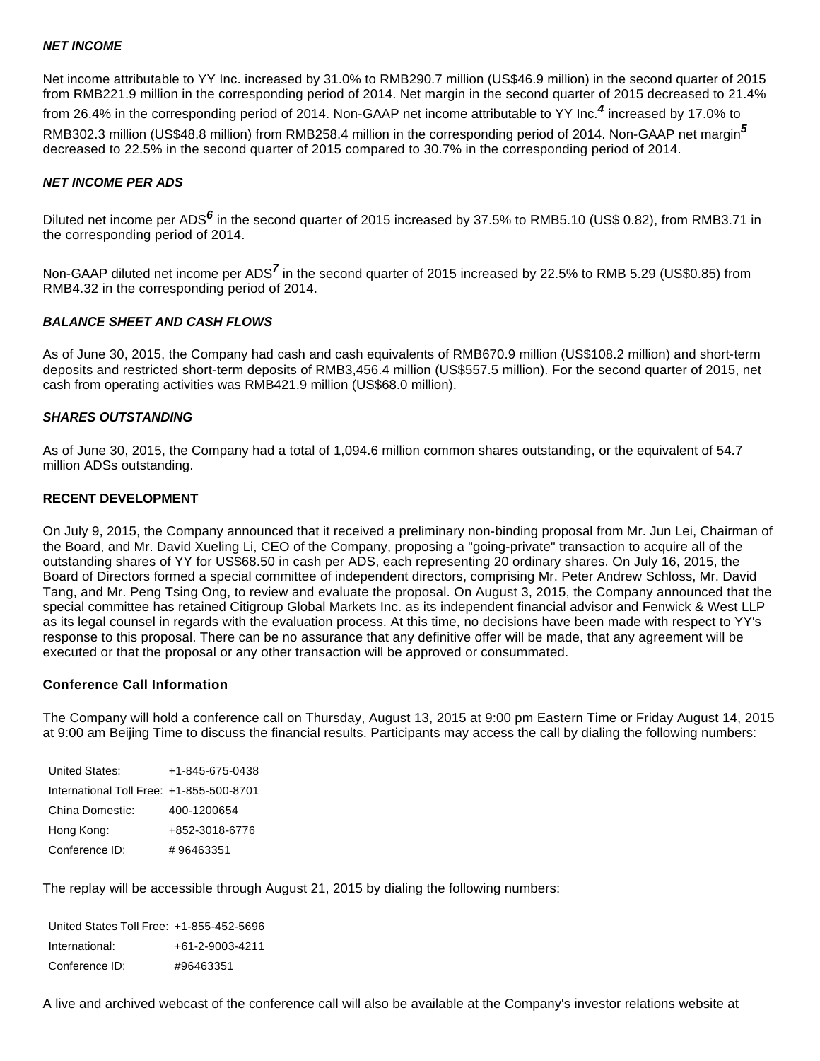***NET INCOME***

Net income attributable to YY Inc. increased by 31.0% to RMB290.7 million (US$46.9 million) in the second quarter of 2015 from RMB221.9 million in the corresponding period of 2014. Net margin in the second quarter of 2015 decreased to 21.4% from 26.4% in the corresponding period of 2014. Non-GAAP net income attributable to YY Inc.[4] increased by 17.0% to RMB302.3 million (US$48.8 million) from RMB258.4 million in the corresponding period of 2014. Non-GAAP net margin[5] decreased to 22.5% in the second quarter of 2015 compared to 30.7% in the corresponding period of 2014.

***NET INCOME PER ADS***

Diluted net income per ADS[6] in the second quarter of 2015 increased by 37.5% to RMB5.10 (US$ 0.82), from RMB3.71 in the corresponding period of 2014.

Non-GAAP diluted net income per ADS[7] in the second quarter of 2015 increased by 22.5% to RMB 5.29 (US$0.85) from RMB4.32 in the corresponding period of 2014.

***BALANCE SHEET AND CASH FLOWS***

As of June 30, 2015, the Company had cash and cash equivalents of RMB670.9 million (US$108.2 million) and short-term deposits and restricted short-term deposits of RMB3,456.4 million (US$557.5 million). For the second quarter of 2015, net cash from operating activities was RMB421.9 million (US$68.0 million).

***SHARES OUTSTANDING***

As of June 30, 2015, the Company had a total of 1,094.6 million common shares outstanding, or the equivalent of 54.7 million ADSs outstanding.

**RECENT DEVELOPMENT**

On July 9, 2015, the Company announced that it received a preliminary non-binding proposal from Mr. Jun Lei, Chairman of the Board, and Mr. David Xueling Li, CEO of the Company, proposing a "going-private" transaction to acquire all of the outstanding shares of YY for US$68.50 in cash per ADS, each representing 20 ordinary shares. On July 16, 2015, the Board of Directors formed a special committee of independent directors, comprising Mr. Peter Andrew Schloss, Mr. David Tang, and Mr. Peng Tsing Ong, to review and evaluate the proposal. On August 3, 2015, the Company announced that the special committee has retained Citigroup Global Markets Inc. as its independent financial advisor and Fenwick & West LLP as its legal counsel in regards with the evaluation process. At this time, no decisions have been made with respect to YY's response to this proposal. There can be no assurance that any definitive offer will be made, that any agreement will be executed or that the proposal or any other transaction will be approved or consummated.

**Conference Call Information**

The Company will hold a conference call on Thursday, August 13, 2015 at 9:00 pm Eastern Time or Friday August 14, 2015 at 9:00 am Beijing Time to discuss the financial results. Participants may access the call by dialing the following numbers:

| | |
|---|---|
| United States: | +1-845-675-0438 |
| International Toll Free: | +1-855-500-8701 |
| China Domestic: | 400-1200654 |
| Hong Kong: | +852-3018-6776 |
| Conference ID: | # 96463351 |

The replay will be accessible through August 21, 2015 by dialing the following numbers:

| | |
|---|---|
| United States Toll Free: | +1-855-452-5696 |
| International: | +61-2-9003-4211 |
| Conference ID: | #96463351 |

A live and archived webcast of the conference call will also be available at the Company's investor relations website at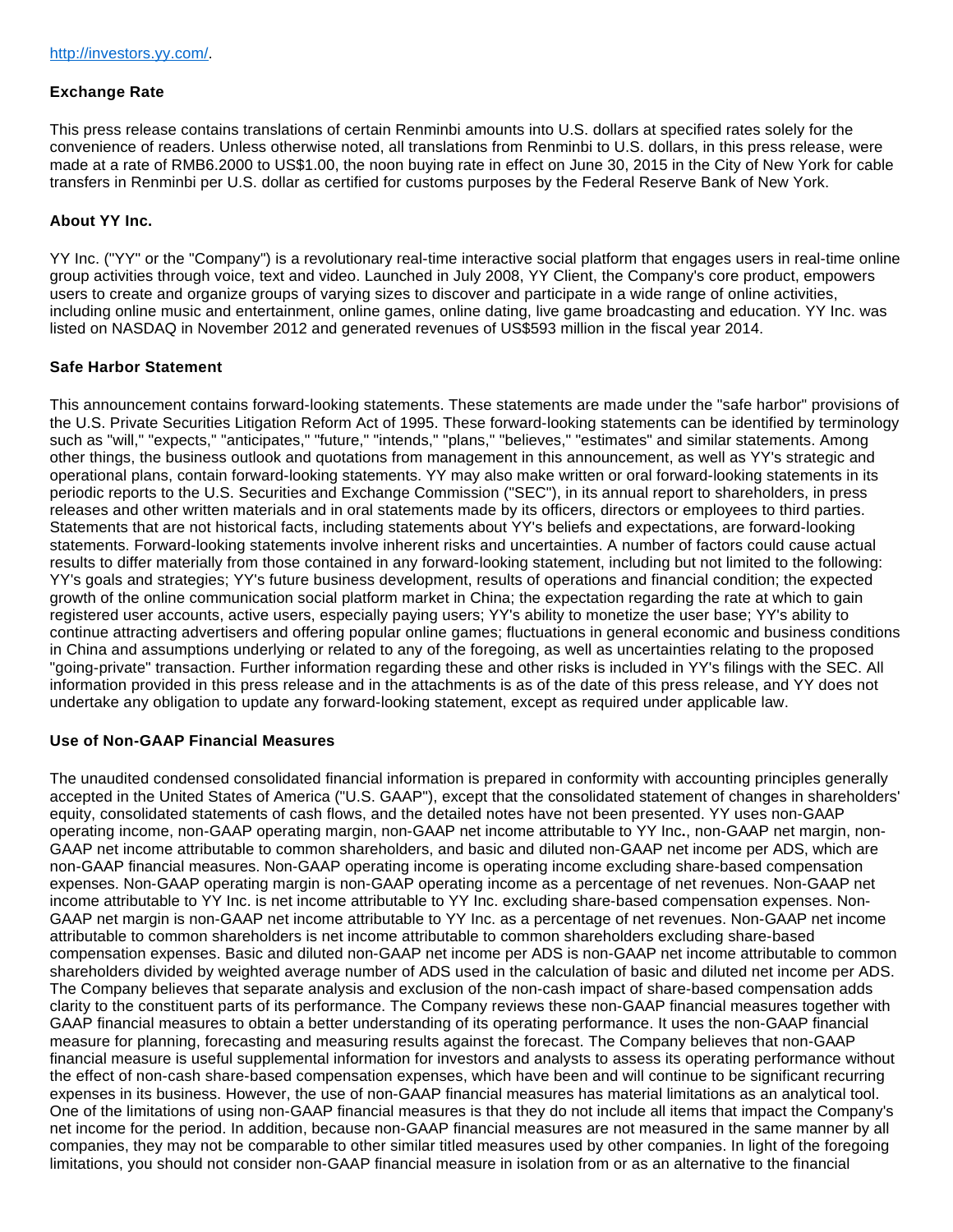http://investors.yy.com/.

## Exchange Rate

This press release contains translations of certain Renminbi amounts into U.S. dollars at specified rates solely for the convenience of readers. Unless otherwise noted, all translations from Renminbi to U.S. dollars, in this press release, were made at a rate of RMB6.2000 to US$1.00, the noon buying rate in effect on June 30, 2015 in the City of New York for cable transfers in Renminbi per U.S. dollar as certified for customs purposes by the Federal Reserve Bank of New York.

## About YY Inc.

YY Inc. ("YY" or the "Company") is a revolutionary real-time interactive social platform that engages users in real-time online group activities through voice, text and video. Launched in July 2008, YY Client, the Company's core product, empowers users to create and organize groups of varying sizes to discover and participate in a wide range of online activities, including online music and entertainment, online games, online dating, live game broadcasting and education. YY Inc. was listed on NASDAQ in November 2012 and generated revenues of US$593 million in the fiscal year 2014.

## Safe Harbor Statement

This announcement contains forward-looking statements. These statements are made under the "safe harbor" provisions of the U.S. Private Securities Litigation Reform Act of 1995. These forward-looking statements can be identified by terminology such as "will," "expects," "anticipates," "future," "intends," "plans," "believes," "estimates" and similar statements. Among other things, the business outlook and quotations from management in this announcement, as well as YY's strategic and operational plans, contain forward-looking statements. YY may also make written or oral forward-looking statements in its periodic reports to the U.S. Securities and Exchange Commission ("SEC"), in its annual report to shareholders, in press releases and other written materials and in oral statements made by its officers, directors or employees to third parties. Statements that are not historical facts, including statements about YY's beliefs and expectations, are forward-looking statements. Forward-looking statements involve inherent risks and uncertainties. A number of factors could cause actual results to differ materially from those contained in any forward-looking statement, including but not limited to the following: YY's goals and strategies; YY's future business development, results of operations and financial condition; the expected growth of the online communication social platform market in China; the expectation regarding the rate at which to gain registered user accounts, active users, especially paying users; YY's ability to monetize the user base; YY's ability to continue attracting advertisers and offering popular online games; fluctuations in general economic and business conditions in China and assumptions underlying or related to any of the foregoing, as well as uncertainties relating to the proposed "going-private" transaction. Further information regarding these and other risks is included in YY's filings with the SEC. All information provided in this press release and in the attachments is as of the date of this press release, and YY does not undertake any obligation to update any forward-looking statement, except as required under applicable law.

## Use of Non-GAAP Financial Measures

The unaudited condensed consolidated financial information is prepared in conformity with accounting principles generally accepted in the United States of America ("U.S. GAAP"), except that the consolidated statement of changes in shareholders' equity, consolidated statements of cash flows, and the detailed notes have not been presented. YY uses non-GAAP operating income, non-GAAP operating margin, non-GAAP net income attributable to YY Inc**.**, non-GAAP net margin, non-GAAP net income attributable to common shareholders, and basic and diluted non-GAAP net income per ADS, which are non-GAAP financial measures. Non-GAAP operating income is operating income excluding share-based compensation expenses. Non-GAAP operating margin is non-GAAP operating income as a percentage of net revenues. Non-GAAP net income attributable to YY Inc. is net income attributable to YY Inc. excluding share-based compensation expenses. Non-GAAP net margin is non-GAAP net income attributable to YY Inc. as a percentage of net revenues. Non-GAAP net income attributable to common shareholders is net income attributable to common shareholders excluding share-based compensation expenses. Basic and diluted non-GAAP net income per ADS is non-GAAP net income attributable to common shareholders divided by weighted average number of ADS used in the calculation of basic and diluted net income per ADS. The Company believes that separate analysis and exclusion of the non-cash impact of share-based compensation adds clarity to the constituent parts of its performance. The Company reviews these non-GAAP financial measures together with GAAP financial measures to obtain a better understanding of its operating performance. It uses the non-GAAP financial measure for planning, forecasting and measuring results against the forecast. The Company believes that non-GAAP financial measure is useful supplemental information for investors and analysts to assess its operating performance without the effect of non-cash share-based compensation expenses, which have been and will continue to be significant recurring expenses in its business. However, the use of non-GAAP financial measures has material limitations as an analytical tool. One of the limitations of using non-GAAP financial measures is that they do not include all items that impact the Company's net income for the period. In addition, because non-GAAP financial measures are not measured in the same manner by all companies, they may not be comparable to other similar titled measures used by other companies. In light of the foregoing limitations, you should not consider non-GAAP financial measure in isolation from or as an alternative to the financial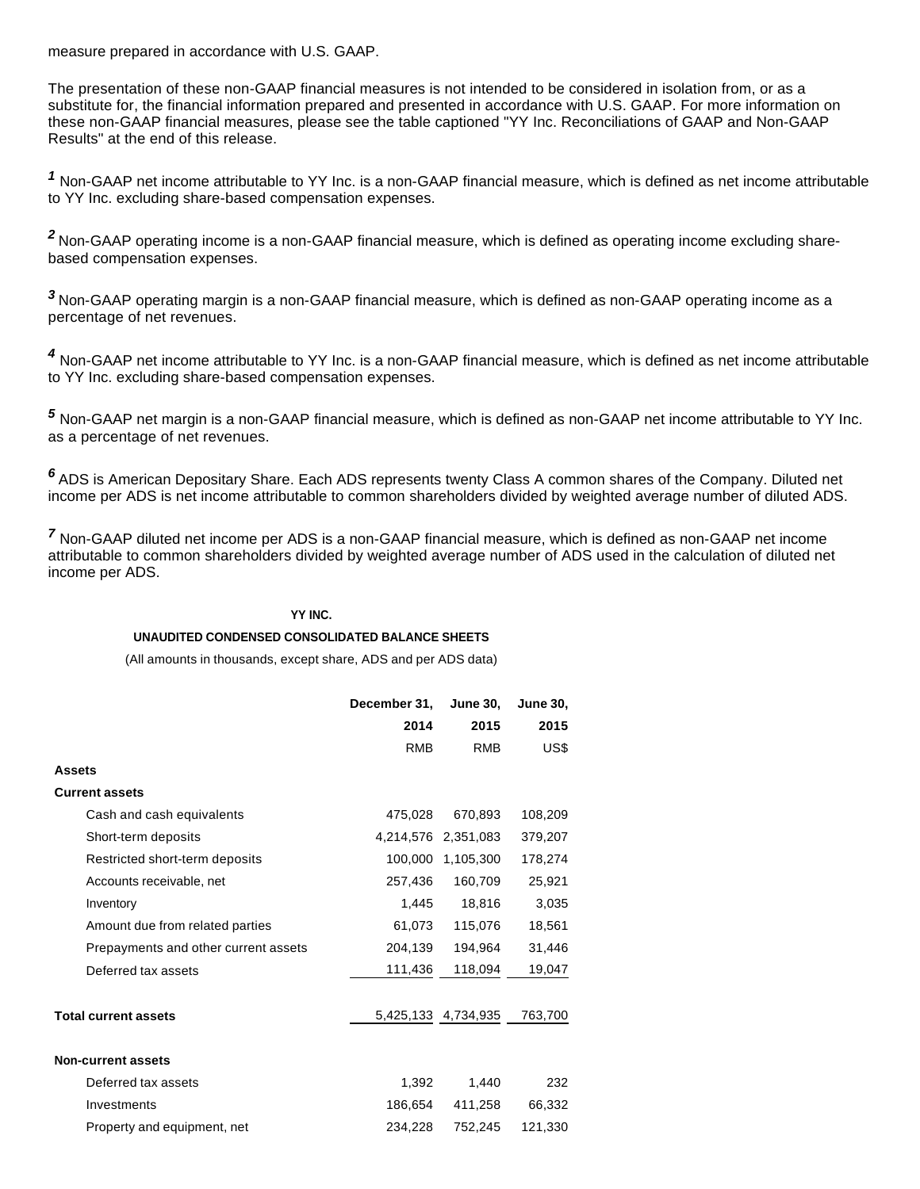measure prepared in accordance with U.S. GAAP.

The presentation of these non-GAAP financial measures is not intended to be considered in isolation from, or as a substitute for, the financial information prepared and presented in accordance with U.S. GAAP. For more information on these non-GAAP financial measures, please see the table captioned "YY Inc. Reconciliations of GAAP and Non-GAAP Results" at the end of this release.

[1] Non-GAAP net income attributable to YY Inc. is a non-GAAP financial measure, which is defined as net income attributable to YY Inc. excluding share-based compensation expenses.

[2] Non-GAAP operating income is a non-GAAP financial measure, which is defined as operating income excluding share-based compensation expenses.

[3] Non-GAAP operating margin is a non-GAAP financial measure, which is defined as non-GAAP operating income as a percentage of net revenues.

[4] Non-GAAP net income attributable to YY Inc. is a non-GAAP financial measure, which is defined as net income attributable to YY Inc. excluding share-based compensation expenses.

[5] Non-GAAP net margin is a non-GAAP financial measure, which is defined as non-GAAP net income attributable to YY Inc. as a percentage of net revenues.

[6] ADS is American Depositary Share. Each ADS represents twenty Class A common shares of the Company. Diluted net income per ADS is net income attributable to common shareholders divided by weighted average number of diluted ADS.

[7] Non-GAAP diluted net income per ADS is a non-GAAP financial measure, which is defined as non-GAAP net income attributable to common shareholders divided by weighted average number of ADS used in the calculation of diluted net income per ADS.

**YY INC.**

**UNAUDITED CONDENSED CONSOLIDATED BALANCE SHEETS**

(All amounts in thousands, except share, ADS and per ADS data)

| | December 31, 2014 | June 30, 2015 | June 30, 2015 |
|---|---|---|---|
| | RMB | RMB | US$ |
| **Assets** | | | |
| **Current assets** | | | |
| Cash and cash equivalents | 475,028 | 670,893 | 108,209 |
| Short-term deposits | 4,214,576 | 2,351,083 | 379,207 |
| Restricted short-term deposits | 100,000 | 1,105,300 | 178,274 |
| Accounts receivable, net | 257,436 | 160,709 | 25,921 |
| Inventory | 1,445 | 18,816 | 3,035 |
| Amount due from related parties | 61,073 | 115,076 | 18,561 |
| Prepayments and other current assets | 204,139 | 194,964 | 31,446 |
| Deferred tax assets | 111,436 | 118,094 | 19,047 |
| **Total current assets** | 5,425,133 | 4,734,935 | 763,700 |
| **Non-current assets** | | | |
| Deferred tax assets | 1,392 | 1,440 | 232 |
| Investments | 186,654 | 411,258 | 66,332 |
| Property and equipment, net | 234,228 | 752,245 | 121,330 |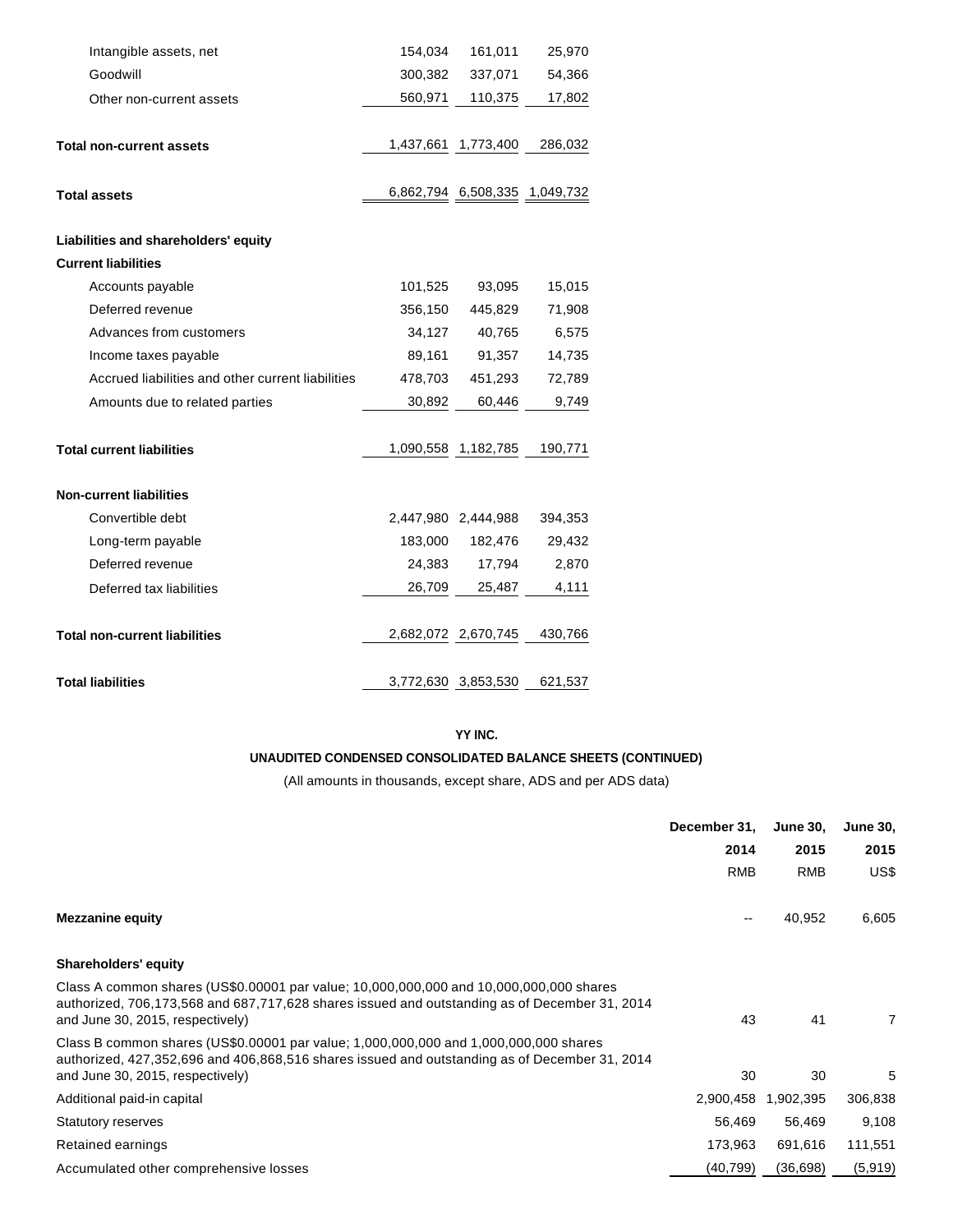| | | | |
|---|---|---|---|
| Intangible assets, net | 154,034 | 161,011 | 25,970 |
| Goodwill | 300,382 | 337,071 | 54,366 |
| Other non-current assets | 560,971 | 110,375 | 17,802 |
| **Total non-current assets** | 1,437,661 | 1,773,400 | 286,032 |
| **Total assets** | 6,862,794 | 6,508,335 | 1,049,732 |
| **Liabilities and shareholders' equity** | | | |
| **Current liabilities** | | | |
| Accounts payable | 101,525 | 93,095 | 15,015 |
| Deferred revenue | 356,150 | 445,829 | 71,908 |
| Advances from customers | 34,127 | 40,765 | 6,575 |
| Income taxes payable | 89,161 | 91,357 | 14,735 |
| Accrued liabilities and other current liabilities | 478,703 | 451,293 | 72,789 |
| Amounts due to related parties | 30,892 | 60,446 | 9,749 |
| **Total current liabilities** | 1,090,558 | 1,182,785 | 190,771 |
| **Non-current liabilities** | | | |
| Convertible debt | 2,447,980 | 2,444,988 | 394,353 |
| Long-term payable | 183,000 | 182,476 | 29,432 |
| Deferred revenue | 24,383 | 17,794 | 2,870 |
| Deferred tax liabilities | 26,709 | 25,487 | 4,111 |
| **Total non-current liabilities** | 2,682,072 | 2,670,745 | 430,766 |
| **Total liabilities** | 3,772,630 | 3,853,530 | 621,537 |

**YY INC.**

**UNAUDITED CONDENSED CONSOLIDATED BALANCE SHEETS (CONTINUED)**

(All amounts in thousands, except share, ADS and per ADS data)

| | December 31, 2014 | June 30, 2015 | June 30, 2015 |
|---|---|---|---|
| | RMB | RMB | US$ |
| **Mezzanine equity** | -- | 40,952 | 6,605 |
| **Shareholders' equity** | | | |
| Class A common shares (US$0.00001 par value; 10,000,000,000 and 10,000,000,000 shares authorized, 706,173,568 and 687,717,628 shares issued and outstanding as of December 31, 2014 and June 30, 2015, respectively) | 43 | 41 | 7 |
| Class B common shares (US$0.00001 par value; 1,000,000,000 and 1,000,000,000 shares authorized, 427,352,696 and 406,868,516 shares issued and outstanding as of December 31, 2014 and June 30, 2015, respectively) | 30 | 30 | 5 |
| Additional paid-in capital | 2,900,458 | 1,902,395 | 306,838 |
| Statutory reserves | 56,469 | 56,469 | 9,108 |
| Retained earnings | 173,963 | 691,616 | 111,551 |
| Accumulated other comprehensive losses | (40,799) | (36,698) | (5,919) |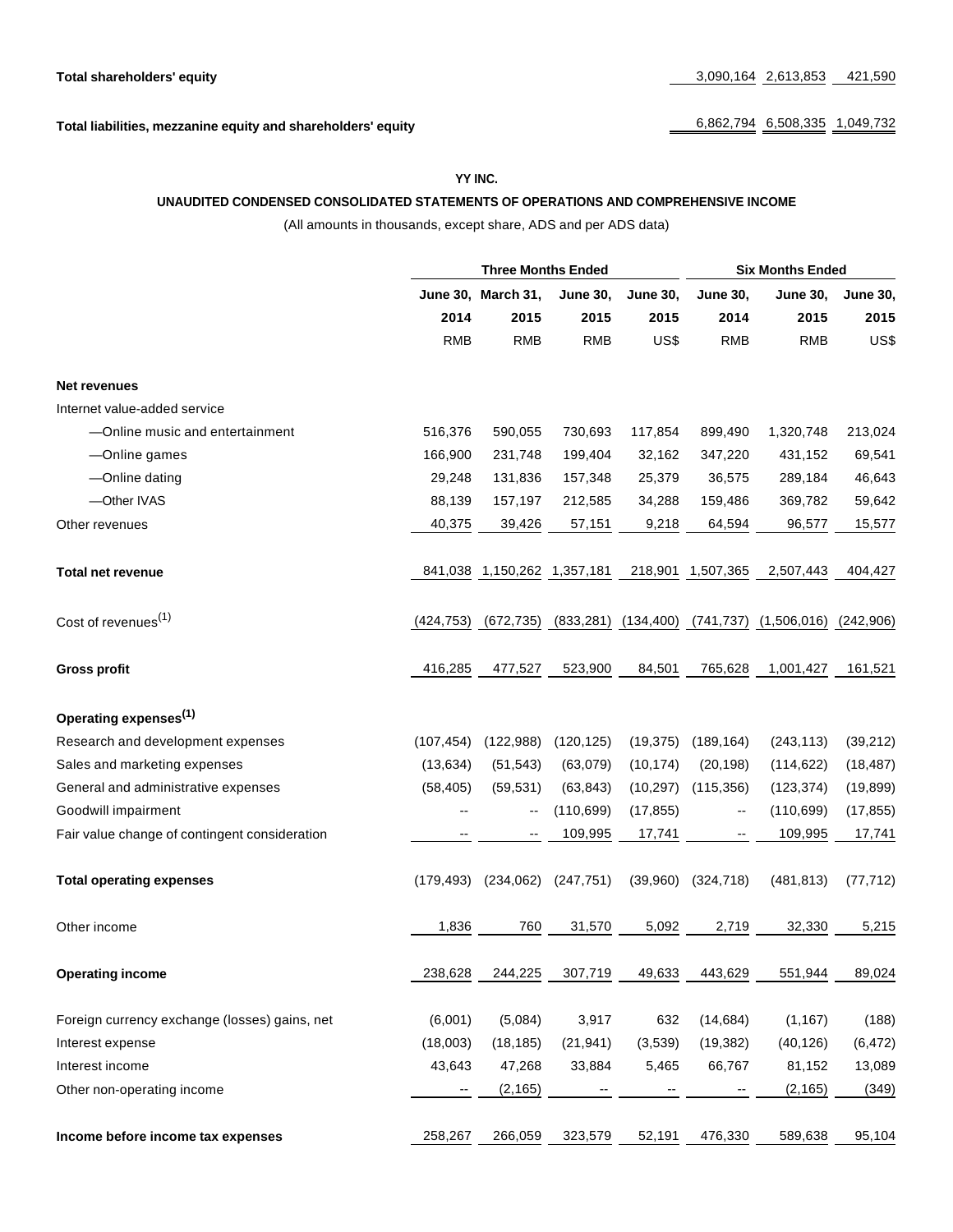| | | | |
|---|---|---|---|
| **Total shareholders' equity** | 3,090,164 | 2,613,853 | 421,590 |
| **Total liabilities, mezzanine equity and shareholders' equity** | 6,862,794 | 6,508,335 | 1,049,732 |

**YY INC.**

**UNAUDITED CONDENSED CONSOLIDATED STATEMENTS OF OPERATIONS AND COMPREHENSIVE INCOME**

(All amounts in thousands, except share, ADS and per ADS data)

| | Three Months Ended | | | | Six Months Ended | | |
|---|---|---|---|---|---|---|---|
| | June 30, 2014 | March 31, 2015 | June 30, 2015 | June 30, 2015 | June 30, 2014 | June 30, 2015 | June 30, 2015 |
| | RMB | RMB | RMB | US$ | RMB | RMB | US$ |
| **Net revenues** | | | | | | | |
| Internet value-added service | | | | | | | |
| —Online music and entertainment | 516,376 | 590,055 | 730,693 | 117,854 | 899,490 | 1,320,748 | 213,024 |
| —Online games | 166,900 | 231,748 | 199,404 | 32,162 | 347,220 | 431,152 | 69,541 |
| —Online dating | 29,248 | 131,836 | 157,348 | 25,379 | 36,575 | 289,184 | 46,643 |
| —Other IVAS | 88,139 | 157,197 | 212,585 | 34,288 | 159,486 | 369,782 | 59,642 |
| Other revenues | 40,375 | 39,426 | 57,151 | 9,218 | 64,594 | 96,577 | 15,577 |
| **Total net revenue** | 841,038 | 1,150,262 | 1,357,181 | 218,901 | 1,507,365 | 2,507,443 | 404,427 |
| Cost of revenues(1) | (424,753) | (672,735) | (833,281) | (134,400) | (741,737) | (1,506,016) | (242,906) |
| **Gross profit** | 416,285 | 477,527 | 523,900 | 84,501 | 765,628 | 1,001,427 | 161,521 |
| **Operating expenses(1)** | | | | | | | |
| Research and development expenses | (107,454) | (122,988) | (120,125) | (19,375) | (189,164) | (243,113) | (39,212) |
| Sales and marketing expenses | (13,634) | (51,543) | (63,079) | (10,174) | (20,198) | (114,622) | (18,487) |
| General and administrative expenses | (58,405) | (59,531) | (63,843) | (10,297) | (115,356) | (123,374) | (19,899) |
| Goodwill impairment | -- | -- | (110,699) | (17,855) | -- | (110,699) | (17,855) |
| Fair value change of contingent consideration | -- | -- | 109,995 | 17,741 | -- | 109,995 | 17,741 |
| **Total operating expenses** | (179,493) | (234,062) | (247,751) | (39,960) | (324,718) | (481,813) | (77,712) |
| Other income | 1,836 | 760 | 31,570 | 5,092 | 2,719 | 32,330 | 5,215 |
| **Operating income** | 238,628 | 244,225 | 307,719 | 49,633 | 443,629 | 551,944 | 89,024 |
| Foreign currency exchange (losses) gains, net | (6,001) | (5,084) | 3,917 | 632 | (14,684) | (1,167) | (188) |
| Interest expense | (18,003) | (18,185) | (21,941) | (3,539) | (19,382) | (40,126) | (6,472) |
| Interest income | 43,643 | 47,268 | 33,884 | 5,465 | 66,767 | 81,152 | 13,089 |
| Other non-operating income | -- | (2,165) | -- | -- | -- | (2,165) | (349) |
| **Income before income tax expenses** | 258,267 | 266,059 | 323,579 | 52,191 | 476,330 | 589,638 | 95,104 |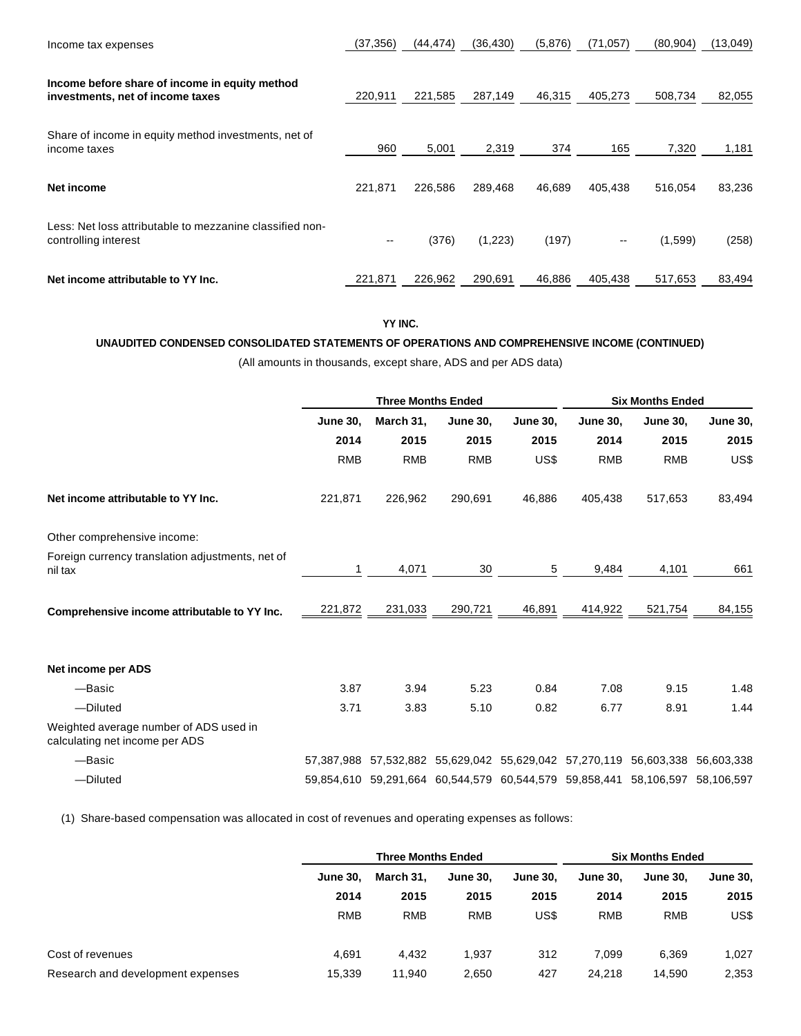| | | | | | | | |
|---|---|---|---|---|---|---|---|
| Income tax expenses | (37,356) | (44,474) | (36,430) | (5,876) | (71,057) | (80,904) | (13,049) |
| **Income before share of income in equity method investments, net of income taxes** | 220,911 | 221,585 | 287,149 | 46,315 | 405,273 | 508,734 | 82,055 |
| Share of income in equity method investments, net of income taxes | 960 | 5,001 | 2,319 | 374 | 165 | 7,320 | 1,181 |
| **Net income** | 221,871 | 226,586 | 289,468 | 46,689 | 405,438 | 516,054 | 83,236 |
| Less: Net loss attributable to mezzanine classified non-controlling interest | -- | (376) | (1,223) | (197) | -- | (1,599) | (258) |
| **Net income attributable to YY Inc.** | 221,871 | 226,962 | 290,691 | 46,886 | 405,438 | 517,653 | 83,494 |

**YY INC.**

**UNAUDITED CONDENSED CONSOLIDATED STATEMENTS OF OPERATIONS AND COMPREHENSIVE INCOME (CONTINUED)**

(All amounts in thousands, except share, ADS and per ADS data)

| | Three Months Ended | | | | Six Months Ended | | |
|---|---|---|---|---|---|---|---|
| | **June 30, 2014** | **March 31, 2015** | **June 30, 2015** | **June 30, 2015** | **June 30, 2014** | **June 30, 2015** | **June 30, 2015** |
| | RMB | RMB | RMB | US$ | RMB | RMB | US$ |
| **Net income attributable to YY Inc.** | 221,871 | 226,962 | 290,691 | 46,886 | 405,438 | 517,653 | 83,494 |
| Other comprehensive income: | | | | | | | |
| Foreign currency translation adjustments, net of nil tax | 1 | 4,071 | 30 | 5 | 9,484 | 4,101 | 661 |
| **Comprehensive income attributable to YY Inc.** | 221,872 | 231,033 | 290,721 | 46,891 | 414,922 | 521,754 | 84,155 |
| **Net income per ADS** | | | | | | | |
| —Basic | 3.87 | 3.94 | 5.23 | 0.84 | 7.08 | 9.15 | 1.48 |
| —Diluted | 3.71 | 3.83 | 5.10 | 0.82 | 6.77 | 8.91 | 1.44 |
| Weighted average number of ADS used in calculating net income per ADS | | | | | | | |
| —Basic | 57,387,988 | 57,532,882 | 55,629,042 | 55,629,042 | 57,270,119 | 56,603,338 | 56,603,338 |
| —Diluted | 59,854,610 | 59,291,664 | 60,544,579 | 60,544,579 | 59,858,441 | 58,106,597 | 58,106,597 |

(1) Share-based compensation was allocated in cost of revenues and operating expenses as follows:

| | Three Months Ended | | | | Six Months Ended | | |
|---|---|---|---|---|---|---|---|
| | **June 30, 2014** | **March 31, 2015** | **June 30, 2015** | **June 30, 2015** | **June 30, 2014** | **June 30, 2015** | **June 30, 2015** |
| | RMB | RMB | RMB | US$ | RMB | RMB | US$ |
| Cost of revenues | 4,691 | 4,432 | 1,937 | 312 | 7,099 | 6,369 | 1,027 |
| Research and development expenses | 15,339 | 11,940 | 2,650 | 427 | 24,218 | 14,590 | 2,353 |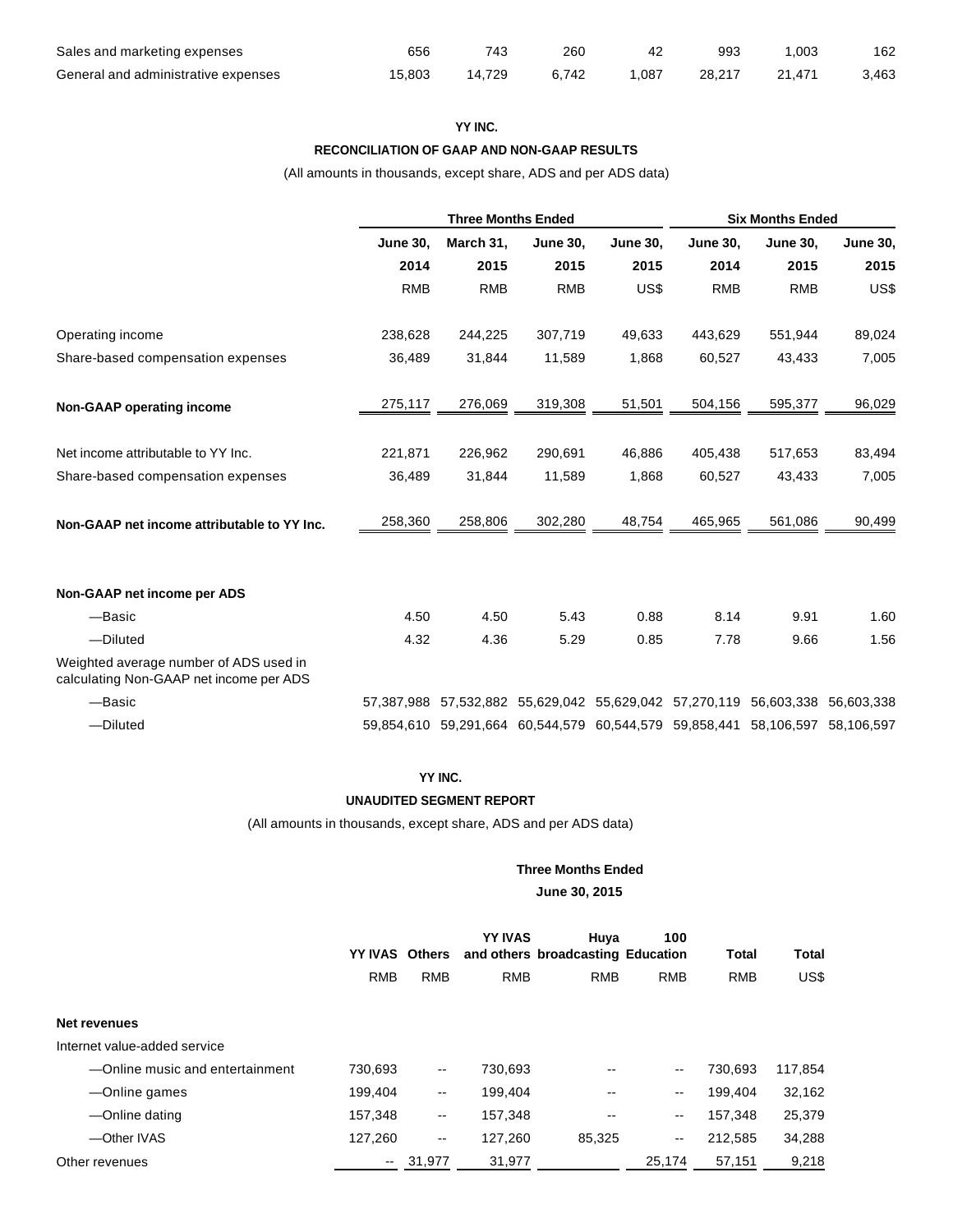| | | | | | | | |
|---|---|---|---|---|---|---|---|
| Sales and marketing expenses | 656 | 743 | 260 | 42 | 993 | 1,003 | 162 |
| General and administrative expenses | 15,803 | 14,729 | 6,742 | 1,087 | 28,217 | 21,471 | 3,463 |

**YY INC.**

**RECONCILIATION OF GAAP AND NON-GAAP RESULTS**

(All amounts in thousands, except share, ADS and per ADS data)

| | Three Months Ended | | | | Six Months Ended | | |
|---|---|---|---|---|---|---|---|
| | June 30, 2014 | March 31, 2015 | June 30, 2015 | June 30, 2015 | June 30, 2014 | June 30, 2015 | June 30, 2015 |
| | RMB | RMB | RMB | US$ | RMB | RMB | US$ |
| Operating income | 238,628 | 244,225 | 307,719 | 49,633 | 443,629 | 551,944 | 89,024 |
| Share-based compensation expenses | 36,489 | 31,844 | 11,589 | 1,868 | 60,527 | 43,433 | 7,005 |
| **Non-GAAP operating income** | 275,117 | 276,069 | 319,308 | 51,501 | 504,156 | 595,377 | 96,029 |
| Net income attributable to YY Inc. | 221,871 | 226,962 | 290,691 | 46,886 | 405,438 | 517,653 | 83,494 |
| Share-based compensation expenses | 36,489 | 31,844 | 11,589 | 1,868 | 60,527 | 43,433 | 7,005 |
| **Non-GAAP net income attributable to YY Inc.** | 258,360 | 258,806 | 302,280 | 48,754 | 465,965 | 561,086 | 90,499 |
| **Non-GAAP net income per ADS** | | | | | | | |
| —Basic | 4.50 | 4.50 | 5.43 | 0.88 | 8.14 | 9.91 | 1.60 |
| —Diluted | 4.32 | 4.36 | 5.29 | 0.85 | 7.78 | 9.66 | 1.56 |
| Weighted average number of ADS used in calculating Non-GAAP net income per ADS | | | | | | | |
| —Basic | 57,387,988 | 57,532,882 | 55,629,042 | 55,629,042 | 57,270,119 | 56,603,338 | 56,603,338 |
| —Diluted | 59,854,610 | 59,291,664 | 60,544,579 | 60,544,579 | 59,858,441 | 58,106,597 | 58,106,597 |

**YY INC.**

**UNAUDITED SEGMENT REPORT**

(All amounts in thousands, except share, ADS and per ADS data)

| | Three Months Ended June 30, 2015 | | | | | | |
|---|---|---|---|---|---|---|---|
| | YY IVAS | Others | YY IVAS and others | Huya broadcasting | 100 Education | Total | Total |
| | RMB | RMB | RMB | RMB | RMB | RMB | US$ |
| **Net revenues** | | | | | | | |
| Internet value-added service | | | | | | | |
| —Online music and entertainment | 730,693 | -- | 730,693 | -- | -- | 730,693 | 117,854 |
| —Online games | 199,404 | -- | 199,404 | -- | -- | 199,404 | 32,162 |
| —Online dating | 157,348 | -- | 157,348 | -- | -- | 157,348 | 25,379 |
| —Other IVAS | 127,260 | -- | 127,260 | 85,325 | -- | 212,585 | 34,288 |
| Other revenues | -- | 31,977 | 31,977 | | 25,174 | 57,151 | 9,218 |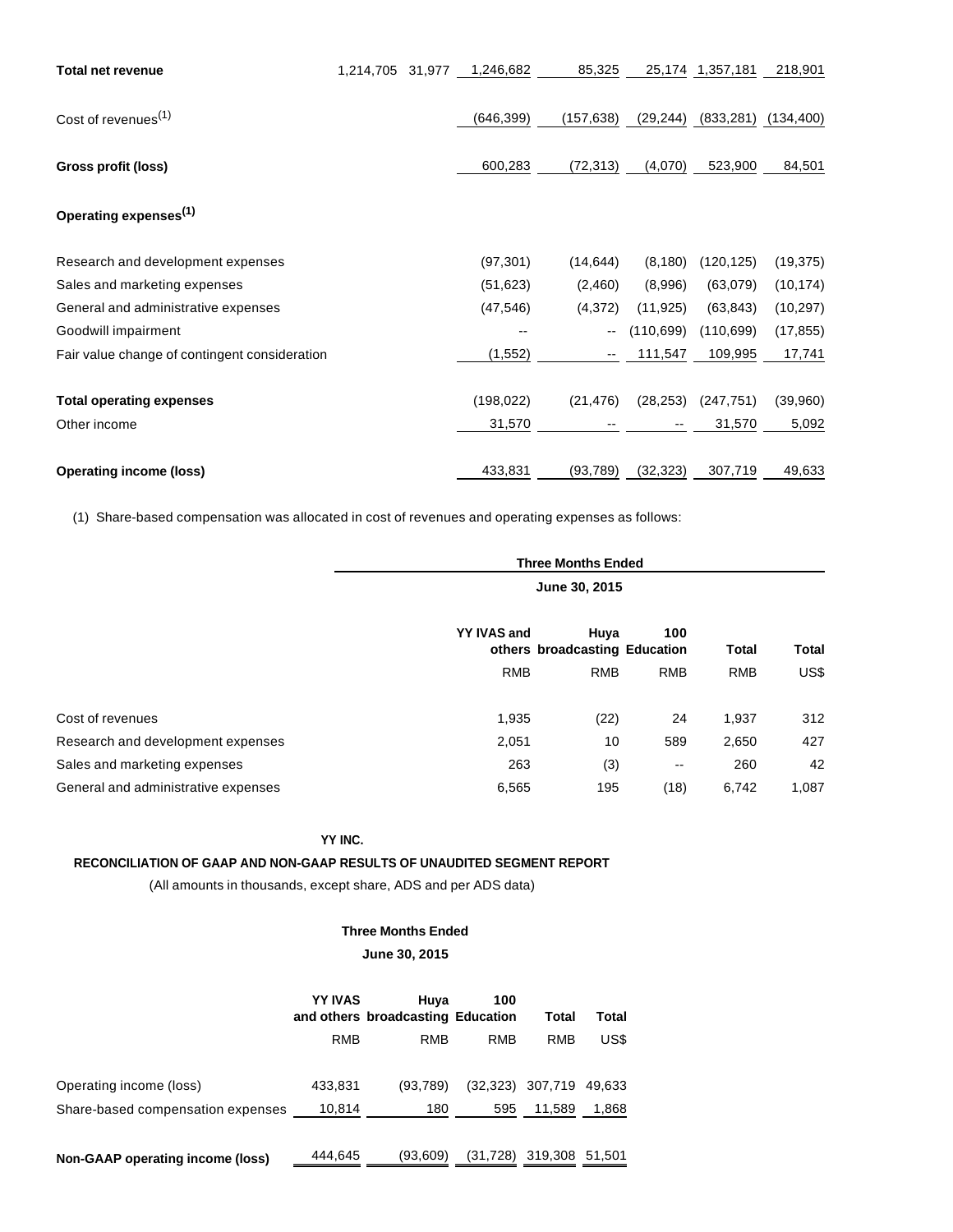| | | | | | | | |
|---|---|---|---|---|---|---|---|
| **Total net revenue** | 1,214,705 | 31,977 | 1,246,682 | 85,325 | 25,174 | 1,357,181 | 218,901 |
| Cost of revenues[(1)] | | | (646,399) | (157,638) | (29,244) | (833,281) | (134,400) |
| **Gross profit (loss)** | | | 600,283 | (72,313) | (4,070) | 523,900 | 84,501 |
| **Operating expenses[(1)]** | | | | | | | |
| Research and development expenses | | | (97,301) | (14,644) | (8,180) | (120,125) | (19,375) |
| Sales and marketing expenses | | | (51,623) | (2,460) | (8,996) | (63,079) | (10,174) |
| General and administrative expenses | | | (47,546) | (4,372) | (11,925) | (63,843) | (10,297) |
| Goodwill impairment | | | -- | -- | (110,699) | (110,699) | (17,855) |
| Fair value change of contingent consideration | | | (1,552) | -- | 111,547 | 109,995 | 17,741 |
| **Total operating expenses** | | | (198,022) | (21,476) | (28,253) | (247,751) | (39,960) |
| Other income | | | 31,570 | -- | -- | 31,570 | 5,092 |
| **Operating income (loss)** | | | 433,831 | (93,789) | (32,323) | 307,719 | 49,633 |

(1) Share-based compensation was allocated in cost of revenues and operating expenses as follows:

| | **Three Months Ended June 30, 2015** | | | | |
|---|---|---|---|---|---|
| | **YY IVAS and others** | **Huya broadcasting** | **100 Education** | **Total** | **Total** |
| | RMB | RMB | RMB | RMB | US$ |
| Cost of revenues | 1,935 | (22) | 24 | 1,937 | 312 |
| Research and development expenses | 2,051 | 10 | 589 | 2,650 | 427 |
| Sales and marketing expenses | 263 | (3) | -- | 260 | 42 |
| General and administrative expenses | 6,565 | 195 | (18) | 6,742 | 1,087 |

**YY INC.**

**RECONCILIATION OF GAAP AND NON-GAAP RESULTS OF UNAUDITED SEGMENT REPORT**

(All amounts in thousands, except share, ADS and per ADS data)

| | **Three Months Ended June 30, 2015** | | | | |
|---|---|---|---|---|---|
| | **YY IVAS and others** | **Huya broadcasting** | **100 Education** | **Total** | **Total** |
| | RMB | RMB | RMB | RMB | US$ |
| Operating income (loss) | 433,831 | (93,789) | (32,323) | 307,719 | 49,633 |
| Share-based compensation expenses | 10,814 | 180 | 595 | 11,589 | 1,868 |
| **Non-GAAP operating income (loss)** | 444,645 | (93,609) | (31,728) | 319,308 | 51,501 |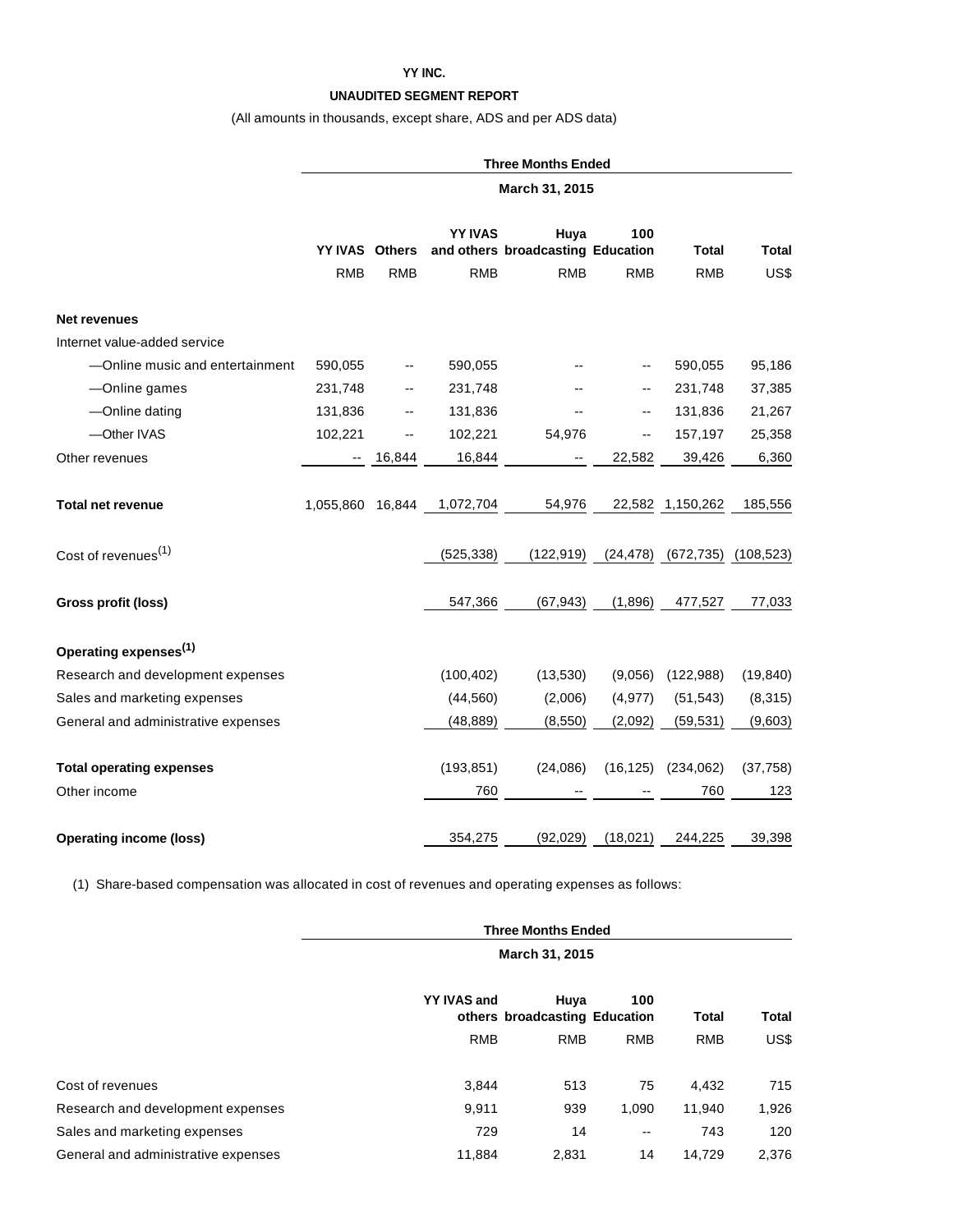**YY INC.**

**UNAUDITED SEGMENT REPORT**

(All amounts in thousands, except share, ADS and per ADS data)

| | Three Months Ended March 31, 2015 | | | | | | |
|---|---|---|---|---|---|---|---|
| | **YY IVAS** | **Others** | **YY IVAS and others** | **Huya broadcasting** | **100 Education** | **Total** | **Total** |
| | RMB | RMB | RMB | RMB | RMB | RMB | US$ |
| **Net revenues** | | | | | | | |
| Internet value-added service | | | | | | | |
| —Online music and entertainment | 590,055 | -- | 590,055 | -- | -- | 590,055 | 95,186 |
| —Online games | 231,748 | -- | 231,748 | -- | -- | 231,748 | 37,385 |
| —Online dating | 131,836 | -- | 131,836 | -- | -- | 131,836 | 21,267 |
| —Other IVAS | 102,221 | -- | 102,221 | 54,976 | -- | 157,197 | 25,358 |
| Other revenues | -- | 16,844 | 16,844 | -- | 22,582 | 39,426 | 6,360 |
| **Total net revenue** | 1,055,860 | 16,844 | 1,072,704 | 54,976 | 22,582 | 1,150,262 | 185,556 |
| Cost of revenues(1) | | | (525,338) | (122,919) | (24,478) | (672,735) | (108,523) |
| **Gross profit (loss)** | | | 547,366 | (67,943) | (1,896) | 477,527 | 77,033 |
| **Operating expenses(1)** | | | | | | | |
| Research and development expenses | | | (100,402) | (13,530) | (9,056) | (122,988) | (19,840) |
| Sales and marketing expenses | | | (44,560) | (2,006) | (4,977) | (51,543) | (8,315) |
| General and administrative expenses | | | (48,889) | (8,550) | (2,092) | (59,531) | (9,603) |
| **Total operating expenses** | | | (193,851) | (24,086) | (16,125) | (234,062) | (37,758) |
| Other income | | | 760 | -- | -- | 760 | 123 |
| **Operating income (loss)** | | | 354,275 | (92,029) | (18,021) | 244,225 | 39,398 |

(1) Share-based compensation was allocated in cost of revenues and operating expenses as follows:

| | Three Months Ended March 31, 2015 | | | | |
|---|---|---|---|---|---|
| | **YY IVAS and others** | **Huya broadcasting** | **100 Education** | **Total** | **Total** |
| | RMB | RMB | RMB | RMB | US$ |
| Cost of revenues | 3,844 | 513 | 75 | 4,432 | 715 |
| Research and development expenses | 9,911 | 939 | 1,090 | 11,940 | 1,926 |
| Sales and marketing expenses | 729 | 14 | -- | 743 | 120 |
| General and administrative expenses | 11,884 | 2,831 | 14 | 14,729 | 2,376 |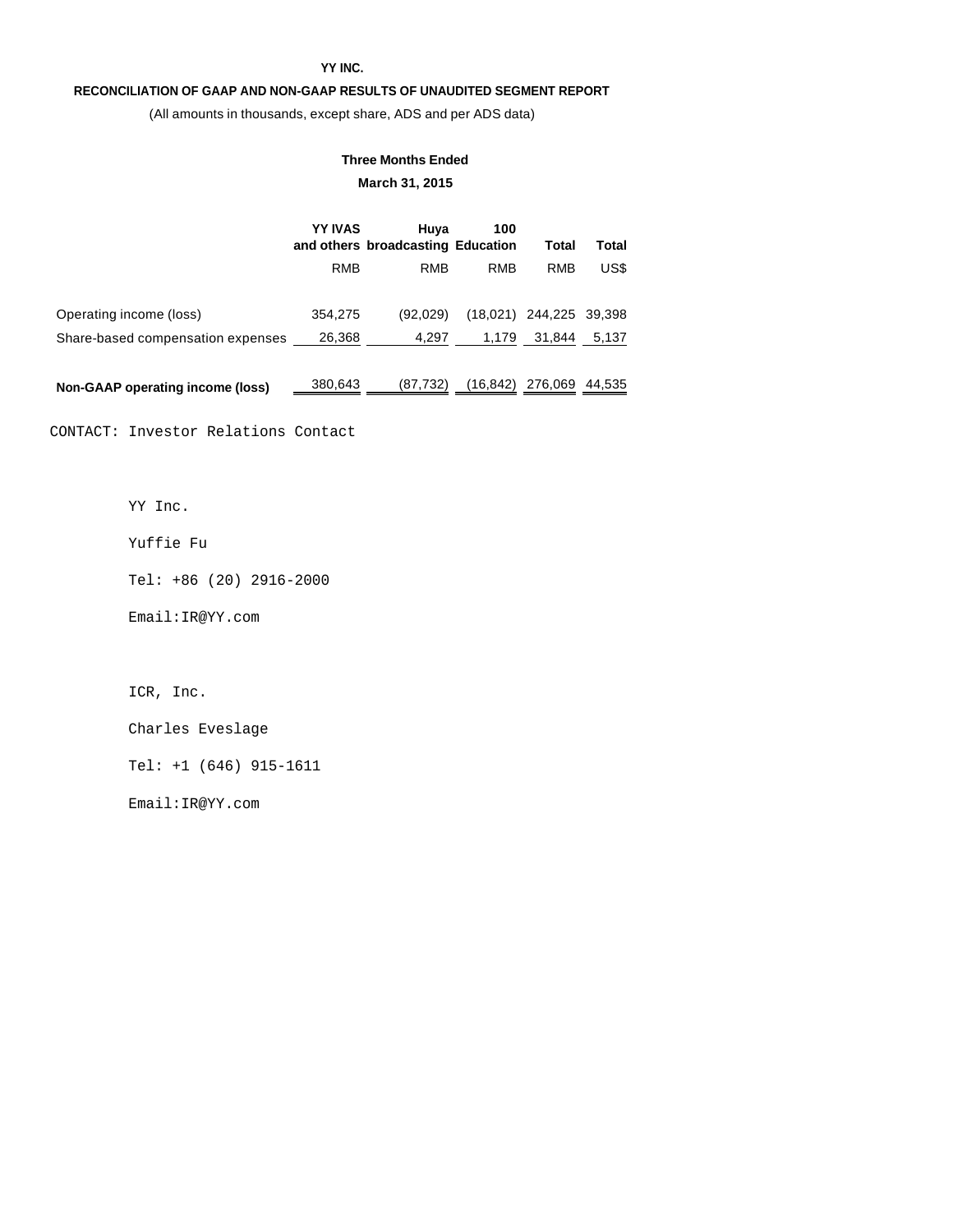**YY INC.**

**RECONCILIATION OF GAAP AND NON-GAAP RESULTS OF UNAUDITED SEGMENT REPORT**

(All amounts in thousands, except share, ADS and per ADS data)

| | Three Months Ended March 31, 2015 | | | | |
|---|---|---|---|---|---|
| | **YY IVAS and others** | **Huya broadcasting** | **100 Education** | **Total** | **Total** |
| | RMB | RMB | RMB | RMB | US$ |
| Operating income (loss) | 354,275 | (92,029) | (18,021) | 244,225 | 39,398 |
| Share-based compensation expenses | 26,368 | 4,297 | 1,179 | 31,844 | 5,137 |
| **Non-GAAP operating income (loss)** | 380,643 | (87,732) | (16,842) | 276,069 | 44,535 |

CONTACT: Investor Relations Contact

YY Inc.

Yuffie Fu

Tel: +86 (20) 2916-2000

Email:IR@YY.com

ICR, Inc.

Charles Eveslage

Tel: +1 (646) 915-1611

Email:IR@YY.com